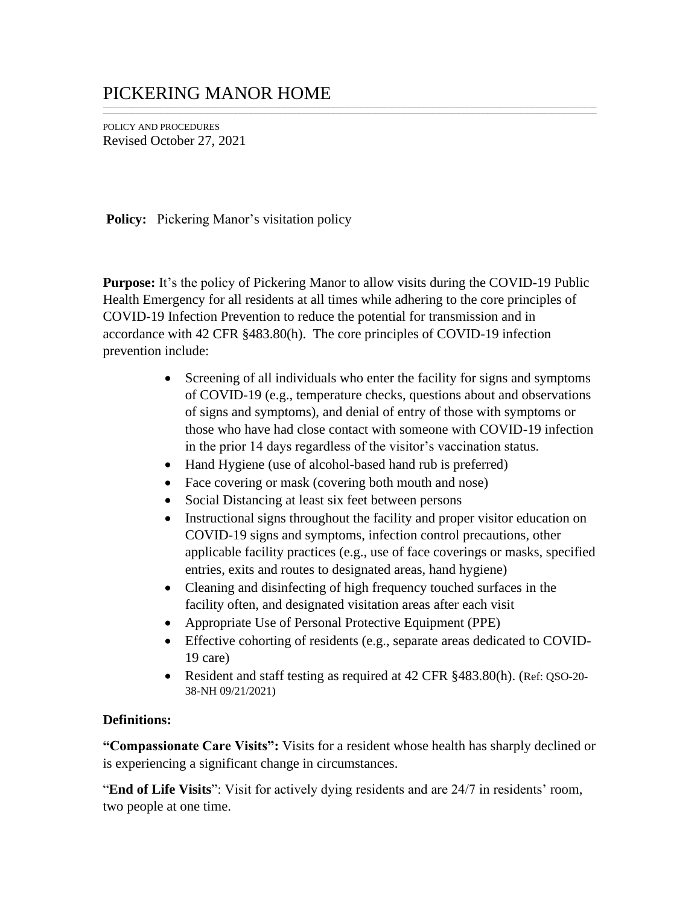# PICKERING MANOR HOME

POLICY AND PROCEDURES
Revised October 27, 2021

**Policy:** Pickering Manor's visitation policy

**Purpose:** It's the policy of Pickering Manor to allow visits during the COVID-19 Public Health Emergency for all residents at all times while adhering to the core principles of COVID-19 Infection Prevention to reduce the potential for transmission and in accordance with 42 CFR §483.80(h). The core principles of COVID-19 infection prevention include:

- Screening of all individuals who enter the facility for signs and symptoms of COVID-19 (e.g., temperature checks, questions about and observations of signs and symptoms), and denial of entry of those with symptoms or those who have had close contact with someone with COVID-19 infection in the prior 14 days regardless of the visitor's vaccination status.
- Hand Hygiene (use of alcohol-based hand rub is preferred)
- Face covering or mask (covering both mouth and nose)
- Social Distancing at least six feet between persons
- Instructional signs throughout the facility and proper visitor education on COVID-19 signs and symptoms, infection control precautions, other applicable facility practices (e.g., use of face coverings or masks, specified entries, exits and routes to designated areas, hand hygiene)
- Cleaning and disinfecting of high frequency touched surfaces in the facility often, and designated visitation areas after each visit
- Appropriate Use of Personal Protective Equipment (PPE)
- Effective cohorting of residents (e.g., separate areas dedicated to COVID-19 care)
- Resident and staff testing as required at 42 CFR §483.80(h). (Ref: QSO-20-38-NH 09/21/2021)

**Definitions:**

**"Compassionate Care Visits":** Visits for a resident whose health has sharply declined or is experiencing a significant change in circumstances.

"**End of Life Visits**": Visit for actively dying residents and are 24/7 in residents' room, two people at one time.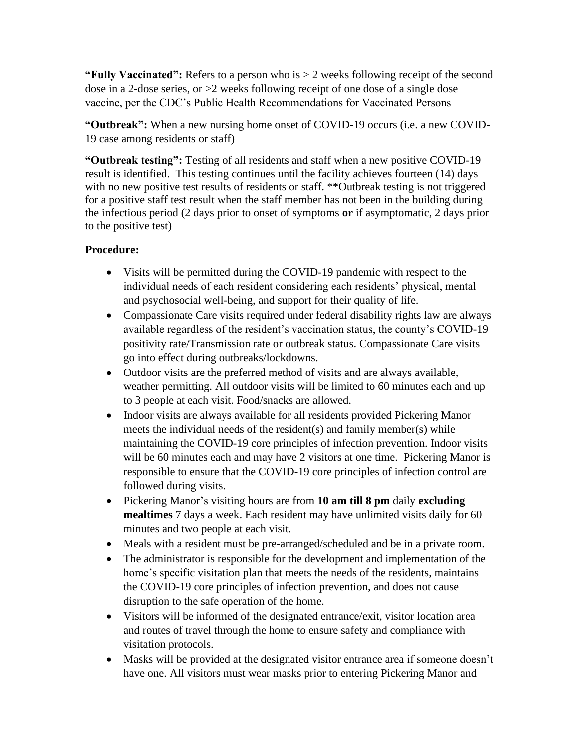**"Fully Vaccinated":** Refers to a person who is ≥ 2 weeks following receipt of the second dose in a 2-dose series, or ≥2 weeks following receipt of one dose of a single dose vaccine, per the CDC's Public Health Recommendations for Vaccinated Persons

**"Outbreak":** When a new nursing home onset of COVID-19 occurs (i.e. a new COVID-19 case among residents or staff)

**"Outbreak testing":** Testing of all residents and staff when a new positive COVID-19 result is identified. This testing continues until the facility achieves fourteen (14) days with no new positive test results of residents or staff. **Outbreak testing is not triggered for a positive staff test result when the staff member has not been in the building during the infectious period (2 days prior to onset of symptoms **or** if asymptomatic, 2 days prior to the positive test)

**Procedure:**

- Visits will be permitted during the COVID-19 pandemic with respect to the individual needs of each resident considering each residents' physical, mental and psychosocial well-being, and support for their quality of life.
- Compassionate Care visits required under federal disability rights law are always available regardless of the resident's vaccination status, the county's COVID-19 positivity rate/Transmission rate or outbreak status. Compassionate Care visits go into effect during outbreaks/lockdowns.
- Outdoor visits are the preferred method of visits and are always available, weather permitting. All outdoor visits will be limited to 60 minutes each and up to 3 people at each visit. Food/snacks are allowed.
- Indoor visits are always available for all residents provided Pickering Manor meets the individual needs of the resident(s) and family member(s) while maintaining the COVID-19 core principles of infection prevention. Indoor visits will be 60 minutes each and may have 2 visitors at one time. Pickering Manor is responsible to ensure that the COVID-19 core principles of infection control are followed during visits.
- Pickering Manor's visiting hours are from **10 am till 8 pm** daily **excluding mealtimes** 7 days a week. Each resident may have unlimited visits daily for 60 minutes and two people at each visit.
- Meals with a resident must be pre-arranged/scheduled and be in a private room.
- The administrator is responsible for the development and implementation of the home's specific visitation plan that meets the needs of the residents, maintains the COVID-19 core principles of infection prevention, and does not cause disruption to the safe operation of the home.
- Visitors will be informed of the designated entrance/exit, visitor location area and routes of travel through the home to ensure safety and compliance with visitation protocols.
- Masks will be provided at the designated visitor entrance area if someone doesn't have one. All visitors must wear masks prior to entering Pickering Manor and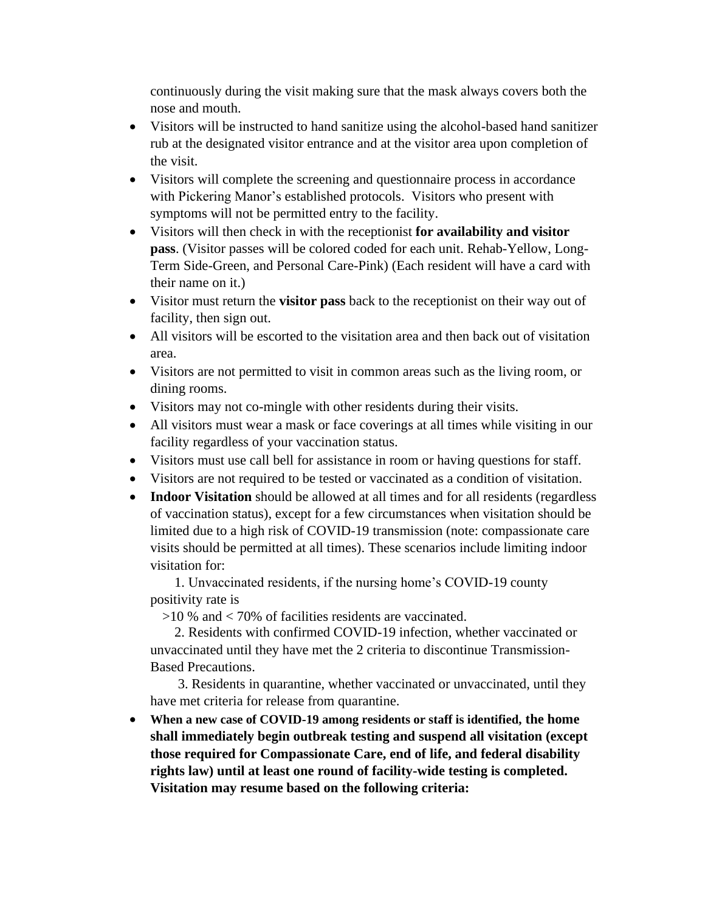continuously during the visit making sure that the mask always covers both the nose and mouth.

- Visitors will be instructed to hand sanitize using the alcohol-based hand sanitizer rub at the designated visitor entrance and at the visitor area upon completion of the visit.
- Visitors will complete the screening and questionnaire process in accordance with Pickering Manor's established protocols. Visitors who present with symptoms will not be permitted entry to the facility.
- Visitors will then check in with the receptionist **for availability and visitor pass**. (Visitor passes will be colored coded for each unit. Rehab-Yellow, Long-Term Side-Green, and Personal Care-Pink) (Each resident will have a card with their name on it.)
- Visitor must return the **visitor pass** back to the receptionist on their way out of facility, then sign out.
- All visitors will be escorted to the visitation area and then back out of visitation area.
- Visitors are not permitted to visit in common areas such as the living room, or dining rooms.
- Visitors may not co-mingle with other residents during their visits.
- All visitors must wear a mask or face coverings at all times while visiting in our facility regardless of your vaccination status.
- Visitors must use call bell for assistance in room or having questions for staff.
- Visitors are not required to be tested or vaccinated as a condition of visitation.
- **Indoor Visitation** should be allowed at all times and for all residents (regardless of vaccination status), except for a few circumstances when visitation should be limited due to a high risk of COVID-19 transmission (note: compassionate care visits should be permitted at all times). These scenarios include limiting indoor visitation for:

  1. Unvaccinated residents, if the nursing home's COVID-19 county positivity rate is >10 % and < 70% of facilities residents are vaccinated.
  2. Residents with confirmed COVID-19 infection, whether vaccinated or unvaccinated until they have met the 2 criteria to discontinue Transmission-Based Precautions.
  3. Residents in quarantine, whether vaccinated or unvaccinated, until they have met criteria for release from quarantine.

- **When a new case of COVID-19 among residents or staff is identified, the home shall immediately begin outbreak testing and suspend all visitation (except those required for Compassionate Care, end of life, and federal disability rights law) until at least one round of facility-wide testing is completed. Visitation may resume based on the following criteria:**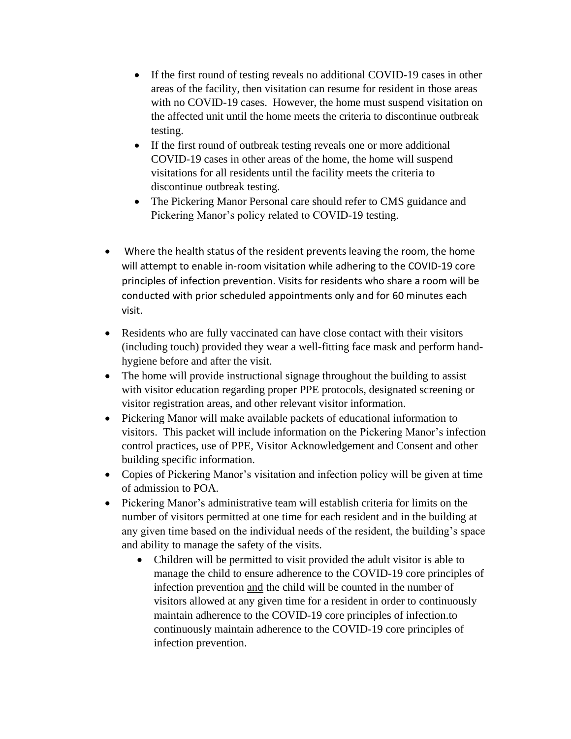- If the first round of testing reveals no additional COVID-19 cases in other areas of the facility, then visitation can resume for resident in those areas with no COVID-19 cases. However, the home must suspend visitation on the affected unit until the home meets the criteria to discontinue outbreak testing.
    - If the first round of outbreak testing reveals one or more additional COVID-19 cases in other areas of the home, the home will suspend visitations for all residents until the facility meets the criteria to discontinue outbreak testing.
    - The Pickering Manor Personal care should refer to CMS guidance and Pickering Manor's policy related to COVID-19 testing.

- Where the health status of the resident prevents leaving the room, the home will attempt to enable in-room visitation while adhering to the COVID-19 core principles of infection prevention. Visits for residents who share a room will be conducted with prior scheduled appointments only and for 60 minutes each visit.

- Residents who are fully vaccinated can have close contact with their visitors (including touch) provided they wear a well-fitting face mask and perform hand-hygiene before and after the visit.
- The home will provide instructional signage throughout the building to assist with visitor education regarding proper PPE protocols, designated screening or visitor registration areas, and other relevant visitor information.
- Pickering Manor will make available packets of educational information to visitors. This packet will include information on the Pickering Manor's infection control practices, use of PPE, Visitor Acknowledgement and Consent and other building specific information.
- Copies of Pickering Manor's visitation and infection policy will be given at time of admission to POA.
- Pickering Manor's administrative team will establish criteria for limits on the number of visitors permitted at one time for each resident and in the building at any given time based on the individual needs of the resident, the building's space and ability to manage the safety of the visits.
    - Children will be permitted to visit provided the adult visitor is able to manage the child to ensure adherence to the COVID-19 core principles of infection prevention <u>and</u> the child will be counted in the number of visitors allowed at any given time for a resident in order to continuously maintain adherence to the COVID-19 core principles of infection.to continuously maintain adherence to the COVID-19 core principles of infection prevention.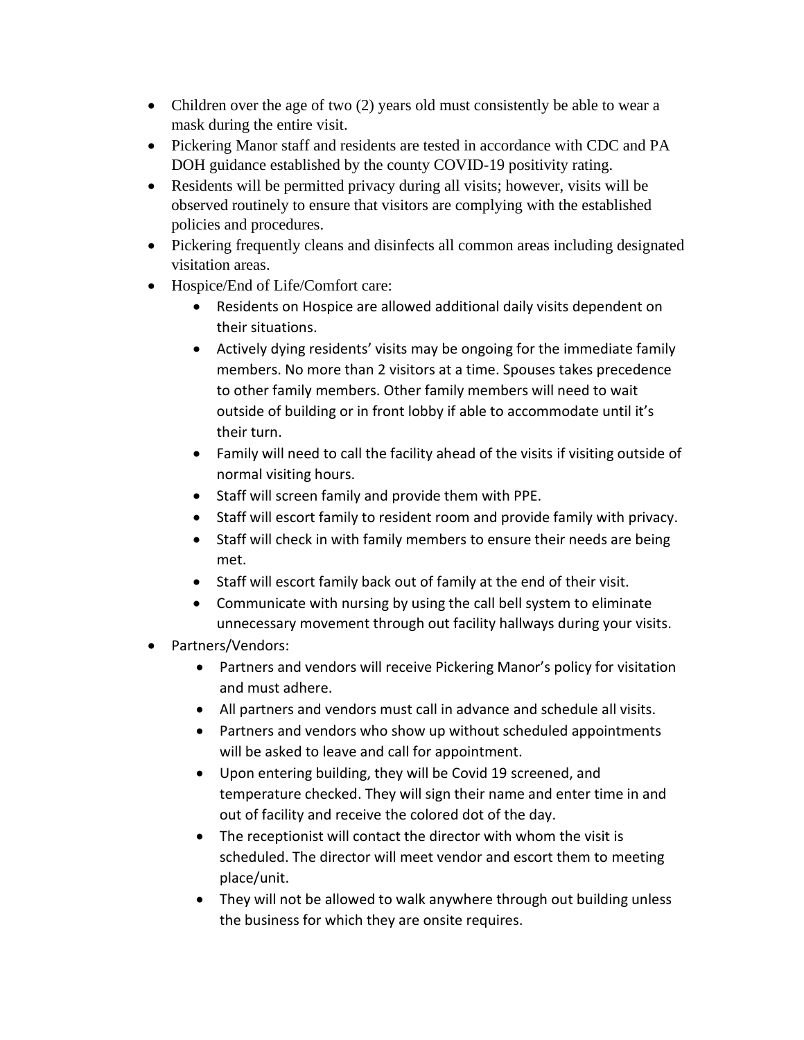- Children over the age of two (2) years old must consistently be able to wear a mask during the entire visit.
- Pickering Manor staff and residents are tested in accordance with CDC and PA DOH guidance established by the county COVID-19 positivity rating.
- Residents will be permitted privacy during all visits; however, visits will be observed routinely to ensure that visitors are complying with the established policies and procedures.
- Pickering frequently cleans and disinfects all common areas including designated visitation areas.
- Hospice/End of Life/Comfort care:
    - Residents on Hospice are allowed additional daily visits dependent on their situations.
    - Actively dying residents' visits may be ongoing for the immediate family members. No more than 2 visitors at a time. Spouses takes precedence to other family members. Other family members will need to wait outside of building or in front lobby if able to accommodate until it's their turn.
    - Family will need to call the facility ahead of the visits if visiting outside of normal visiting hours.
    - Staff will screen family and provide them with PPE.
    - Staff will escort family to resident room and provide family with privacy.
    - Staff will check in with family members to ensure their needs are being met.
    - Staff will escort family back out of family at the end of their visit.
    - Communicate with nursing by using the call bell system to eliminate unnecessary movement through out facility hallways during your visits.
- Partners/Vendors:
    - Partners and vendors will receive Pickering Manor's policy for visitation and must adhere.
    - All partners and vendors must call in advance and schedule all visits.
    - Partners and vendors who show up without scheduled appointments will be asked to leave and call for appointment.
    - Upon entering building, they will be Covid 19 screened, and temperature checked. They will sign their name and enter time in and out of facility and receive the colored dot of the day.
    - The receptionist will contact the director with whom the visit is scheduled. The director will meet vendor and escort them to meeting place/unit.
    - They will not be allowed to walk anywhere through out building unless the business for which they are onsite requires.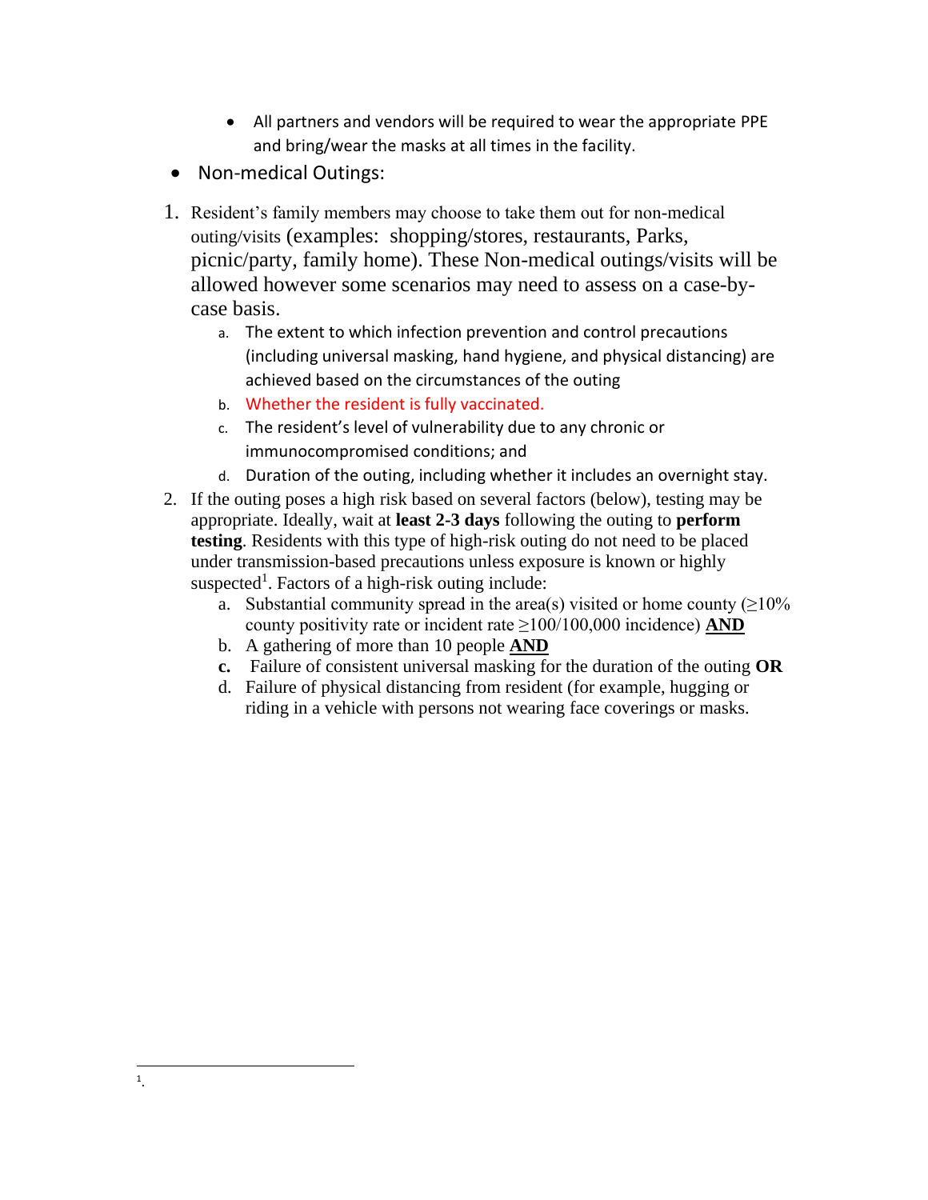- All partners and vendors will be required to wear the appropriate PPE and bring/wear the masks at all times in the facility.

- Non-medical Outings:

1. Resident's family members may choose to take them out for non-medical outing/visits (examples: shopping/stores, restaurants, Parks, picnic/party, family home). These Non-medical outings/visits will be allowed however some scenarios may need to assess on a case-by-case basis.
   a. The extent to which infection prevention and control precautions (including universal masking, hand hygiene, and physical distancing) are achieved based on the circumstances of the outing
   b. Whether the resident is fully vaccinated.
   c. The resident's level of vulnerability due to any chronic or immunocompromised conditions; and
   d. Duration of the outing, including whether it includes an overnight stay.
2. If the outing poses a high risk based on several factors (below), testing may be appropriate. Ideally, wait at **least 2-3 days** following the outing to **perform testing**. Residents with this type of high-risk outing do not need to be placed under transmission-based precautions unless exposure is known or highly suspected[1]. Factors of a high-risk outing include:
   a. Substantial community spread in the area(s) visited or home county (≥10% county positivity rate or incident rate ≥100/100,000 incidence) **AND**
   b. A gathering of more than 10 people **AND**
   c. Failure of consistent universal masking for the duration of the outing **OR**
   d. Failure of physical distancing from resident (for example, hugging or riding in a vehicle with persons not wearing face coverings or masks.

[1].